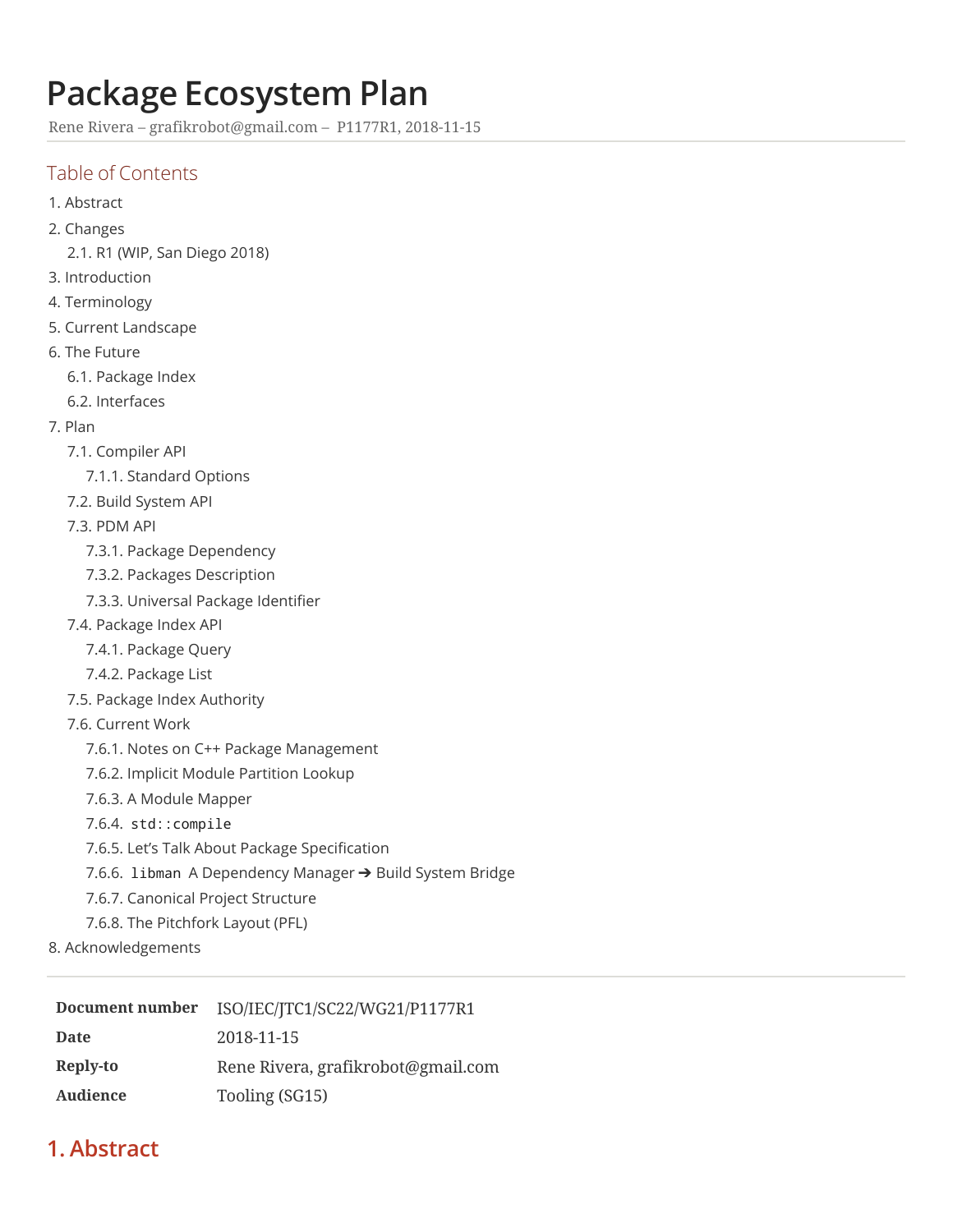# Package Ecosystem Plan

Rene Rivera – grafikrobot@gmail.com – P1177R1, 2018-11-15

## Table of Contents

1. Abstract
2. Changes
   - 2.1. R1 (WIP, San Diego 2018)
3. Introduction
4. Terminology
5. Current Landscape
6. The Future
   - 6.1. Package Index
   - 6.2. Interfaces
7. Plan
   - 7.1. Compiler API
     - 7.1.1. Standard Options
   - 7.2. Build System API
   - 7.3. PDM API
     - 7.3.1. Package Dependency
     - 7.3.2. Packages Description
     - 7.3.3. Universal Package Identifier
   - 7.4. Package Index API
     - 7.4.1. Package Query
     - 7.4.2. Package List
   - 7.5. Package Index Authority
   - 7.6. Current Work
     - 7.6.1. Notes on C++ Package Management
     - 7.6.2. Implicit Module Partition Lookup
     - 7.6.3. A Module Mapper
     - 7.6.4. `std::compile`
     - 7.6.5. Let's Talk About Package Specification
     - 7.6.6. `libman` A Dependency Manager ➔ Build System Bridge
     - 7.6.7. Canonical Project Structure
     - 7.6.8. The Pitchfork Layout (PFL)
8. Acknowledgements

---

| | |
|---|---|
| **Document number** | ISO/IEC/JTC1/SC22/WG21/P1177R1 |
| **Date** | 2018-11-15 |
| **Reply-to** | Rene Rivera, grafikrobot@gmail.com |
| **Audience** | Tooling (SG15) |

## 1. Abstract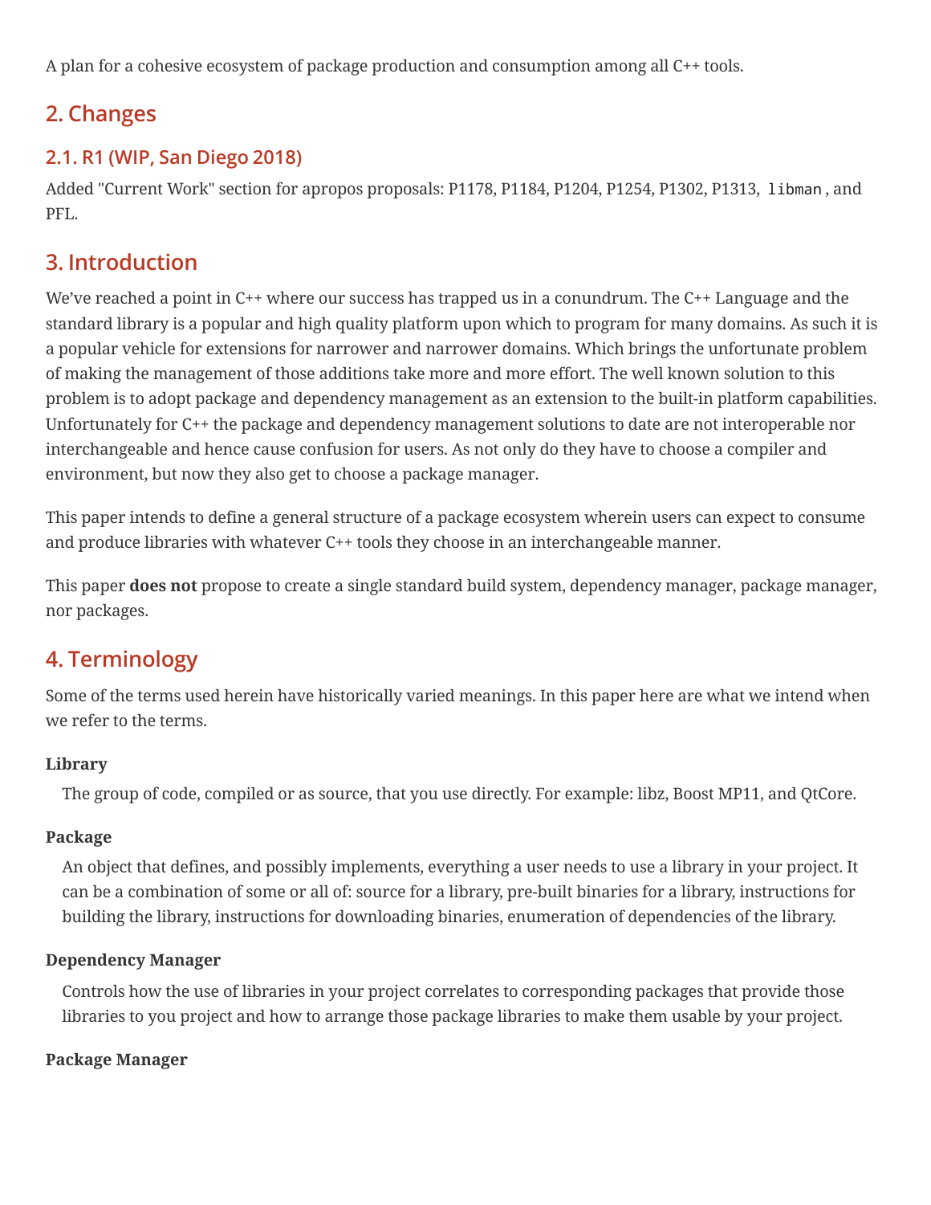A plan for a cohesive ecosystem of package production and consumption among all C++ tools.

## 2. Changes

### 2.1. R1 (WIP, San Diego 2018)

Added "Current Work" section for apropos proposals: P1178, P1184, P1204, P1254, P1302, P1313, `libman`, and PFL.

## 3. Introduction

We’ve reached a point in C++ where our success has trapped us in a conundrum. The C++ Language and the standard library is a popular and high quality platform upon which to program for many domains. As such it is a popular vehicle for extensions for narrower and narrower domains. Which brings the unfortunate problem of making the management of those additions take more and more effort. The well known solution to this problem is to adopt package and dependency management as an extension to the built-in platform capabilities. Unfortunately for C++ the package and dependency management solutions to date are not interoperable nor interchangeable and hence cause confusion for users. As not only do they have to choose a compiler and environment, but now they also get to choose a package manager.

This paper intends to define a general structure of a package ecosystem wherein users can expect to consume and produce libraries with whatever C++ tools they choose in an interchangeable manner.

This paper **does not** propose to create a single standard build system, dependency manager, package manager, nor packages.

## 4. Terminology

Some of the terms used herein have historically varied meanings. In this paper here are what we intend when we refer to the terms.

**Library**

The group of code, compiled or as source, that you use directly. For example: libz, Boost MP11, and QtCore.

**Package**

An object that defines, and possibly implements, everything a user needs to use a library in your project. It can be a combination of some or all of: source for a library, pre-built binaries for a library, instructions for building the library, instructions for downloading binaries, enumeration of dependencies of the library.

**Dependency Manager**

Controls how the use of libraries in your project correlates to corresponding packages that provide those libraries to you project and how to arrange those package libraries to make them usable by your project.

**Package Manager**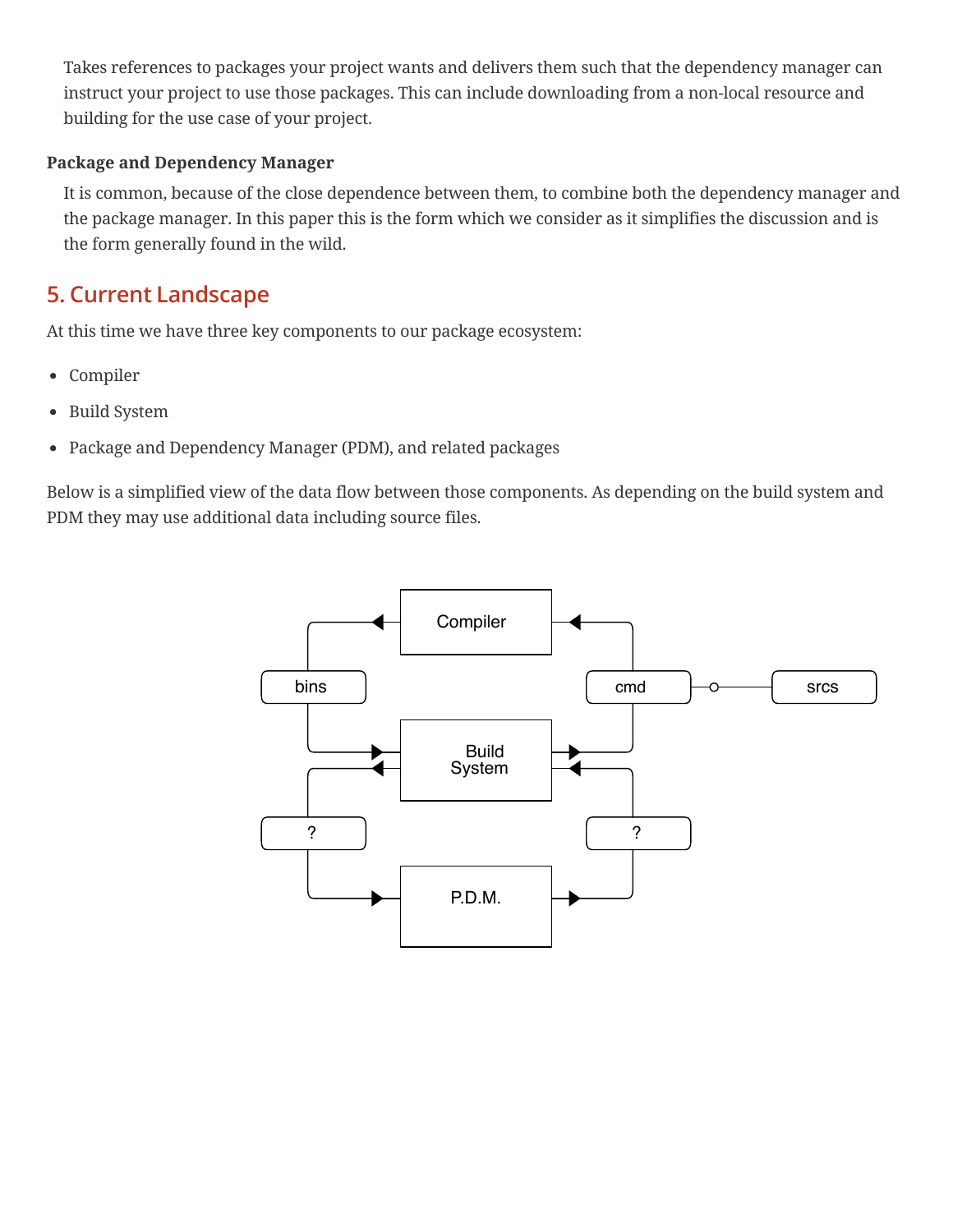Takes references to packages your project wants and delivers them such that the dependency manager can instruct your project to use those packages. This can include downloading from a non-local resource and building for the use case of your project.

**Package and Dependency Manager**

It is common, because of the close dependence between them, to combine both the dependency manager and the package manager. In this paper this is the form which we consider as it simplifies the discussion and is the form generally found in the wild.

## 5. Current Landscape

At this time we have three key components to our package ecosystem:

- Compiler
- Build System
- Package and Dependency Manager (PDM), and related packages

Below is a simplified view of the data flow between those components. As depending on the build system and PDM they may use additional data including source files.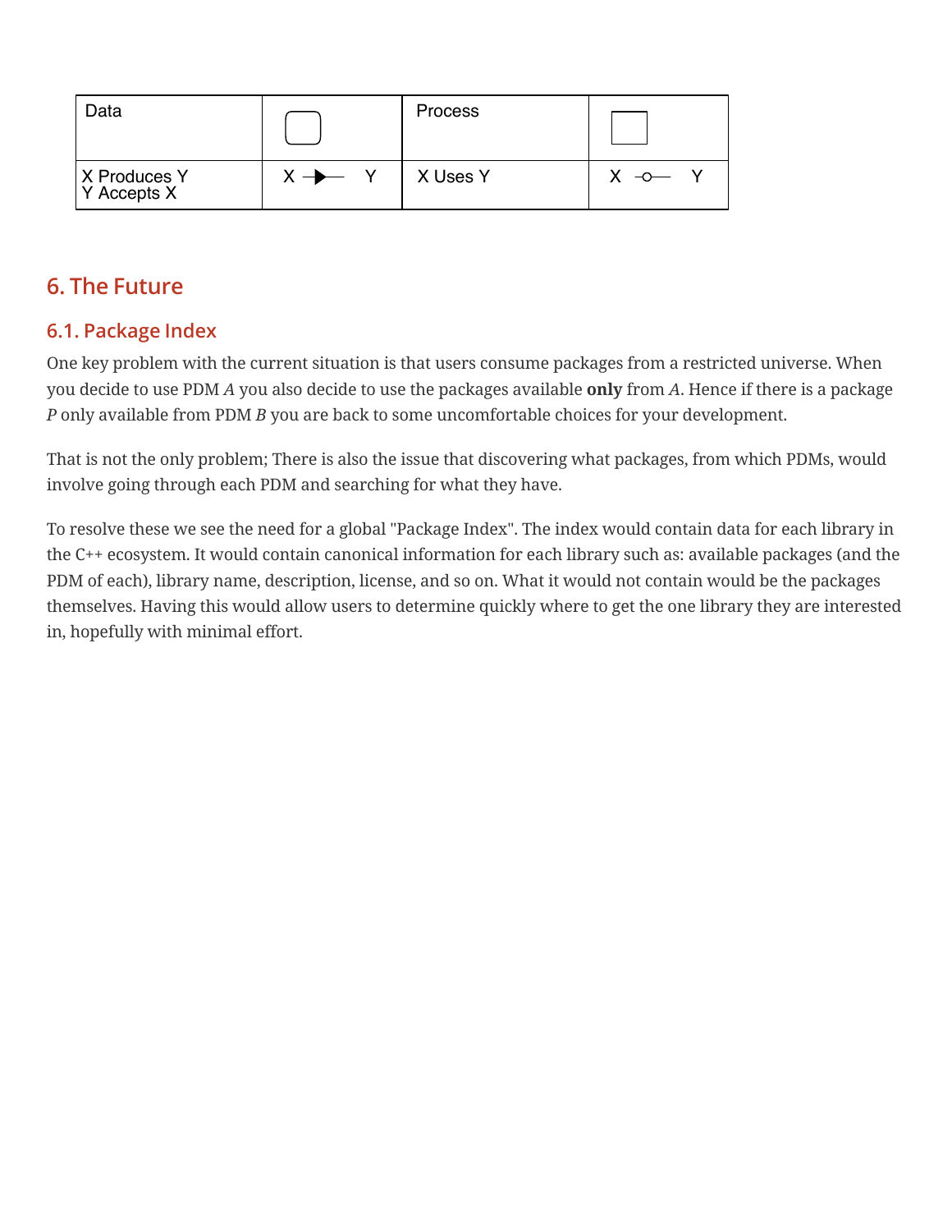| Data | ▢ | Process | □ |
| --- | --- | --- | --- |
| X Produces Y<br>Y Accepts X | X ─▶─ Y | X Uses Y | X ─o─ Y |

## 6. The Future

### 6.1. Package Index

One key problem with the current situation is that users consume packages from a restricted universe. When you decide to use PDM *A* you also decide to use the packages available **only** from *A*. Hence if there is a package *P* only available from PDM *B* you are back to some uncomfortable choices for your development.

That is not the only problem; There is also the issue that discovering what packages, from which PDMs, would involve going through each PDM and searching for what they have.

To resolve these we see the need for a global "Package Index". The index would contain data for each library in the C++ ecosystem. It would contain canonical information for each library such as: available packages (and the PDM of each), library name, description, license, and so on. What it would not contain would be the packages themselves. Having this would allow users to determine quickly where to get the one library they are interested in, hopefully with minimal effort.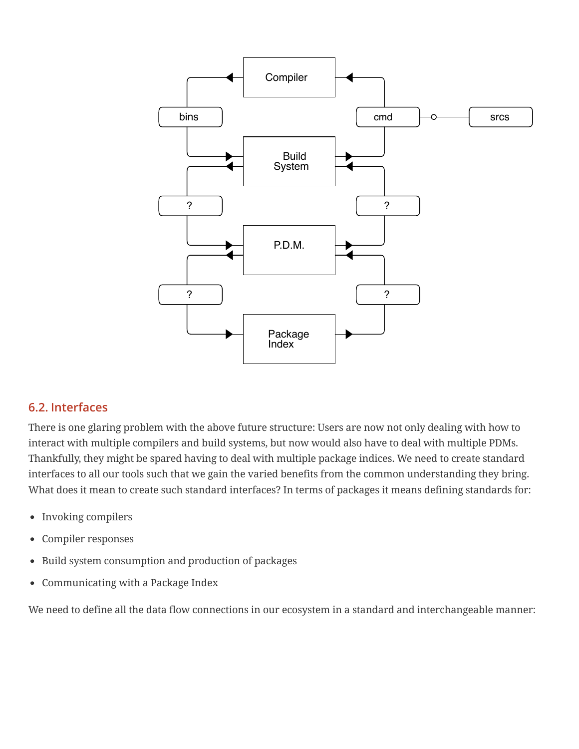## 6.2. Interfaces

There is one glaring problem with the above future structure: Users are now not only dealing with how to interact with multiple compilers and build systems, but now would also have to deal with multiple PDMs. Thankfully, they might be spared having to deal with multiple package indices. We need to create standard interfaces to all our tools such that we gain the varied benefits from the common understanding they bring. What does it mean to create such standard interfaces? In terms of packages it means defining standards for:

- Invoking compilers
- Compiler responses
- Build system consumption and production of packages
- Communicating with a Package Index

We need to define all the data flow connections in our ecosystem in a standard and interchangeable manner: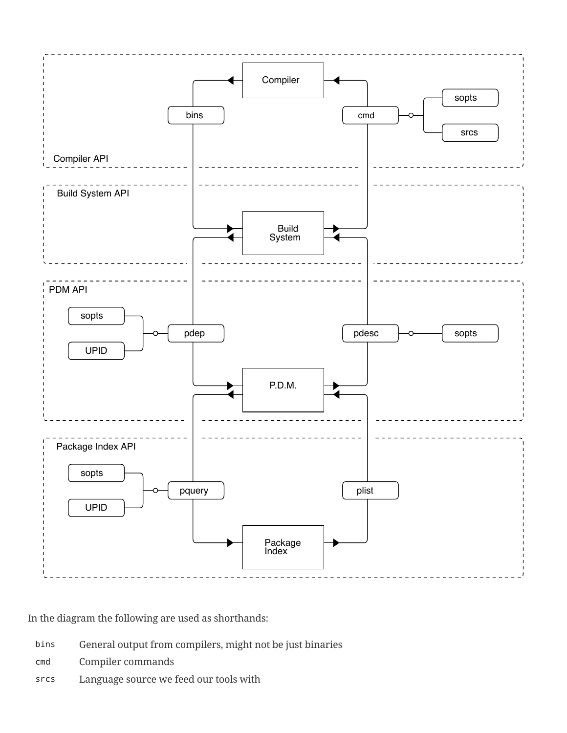In the diagram the following are used as shorthands:

| | |
|---|---|
| `bins` | General output from compilers, might not be just binaries |
| `cmd` | Compiler commands |
| `srcs` | Language source we feed our tools with |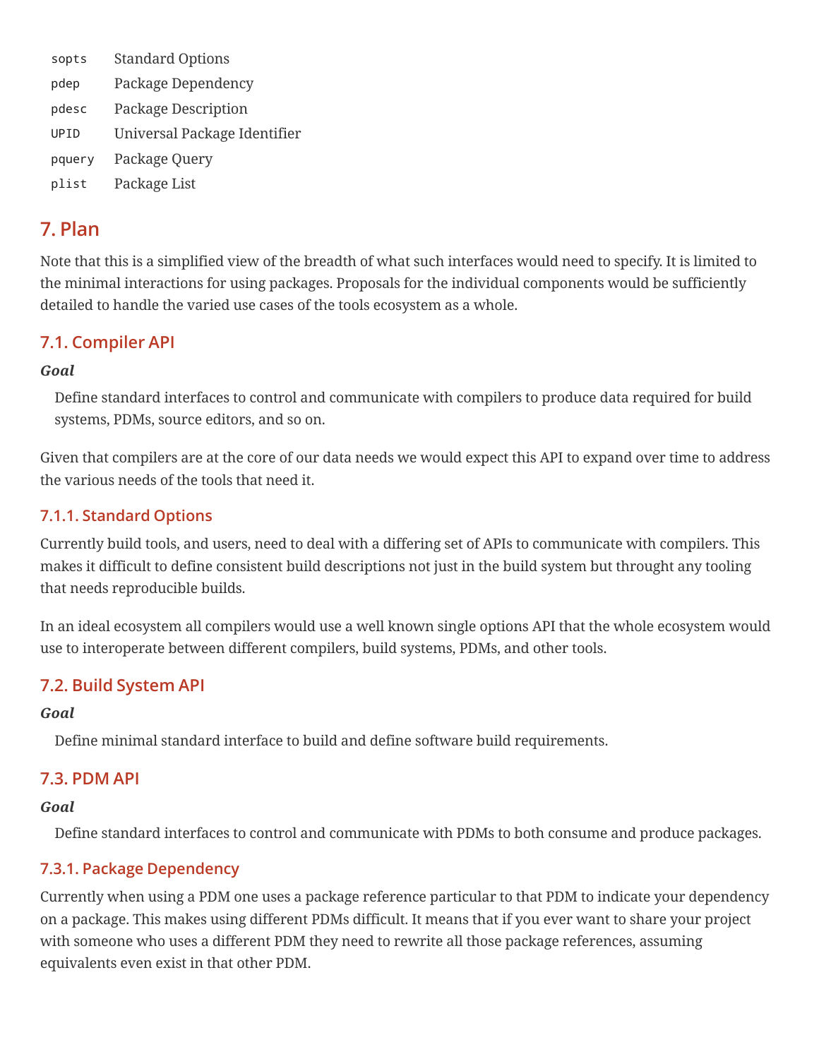| | |
|---|---|
| `sopts` | Standard Options |
| `pdep` | Package Dependency |
| `pdesc` | Package Description |
| `UPID` | Universal Package Identifier |
| `pquery` | Package Query |
| `plist` | Package List |

## 7. Plan

Note that this is a simplified view of the breadth of what such interfaces would need to specify. It is limited to the minimal interactions for using packages. Proposals for the individual components would be sufficiently detailed to handle the varied use cases of the tools ecosystem as a whole.

### 7.1. Compiler API

***Goal***

> Define standard interfaces to control and communicate with compilers to produce data required for build systems, PDMs, source editors, and so on.

Given that compilers are at the core of our data needs we would expect this API to expand over time to address the various needs of the tools that need it.

#### 7.1.1. Standard Options

Currently build tools, and users, need to deal with a differing set of APIs to communicate with compilers. This makes it difficult to define consistent build descriptions not just in the build system but throught any tooling that needs reproducible builds.

In an ideal ecosystem all compilers would use a well known single options API that the whole ecosystem would use to interoperate between different compilers, build systems, PDMs, and other tools.

### 7.2. Build System API

***Goal***

> Define minimal standard interface to build and define software build requirements.

### 7.3. PDM API

***Goal***

> Define standard interfaces to control and communicate with PDMs to both consume and produce packages.

#### 7.3.1. Package Dependency

Currently when using a PDM one uses a package reference particular to that PDM to indicate your dependency on a package. This makes using different PDMs difficult. It means that if you ever want to share your project with someone who uses a different PDM they need to rewrite all those package references, assuming equivalents even exist in that other PDM.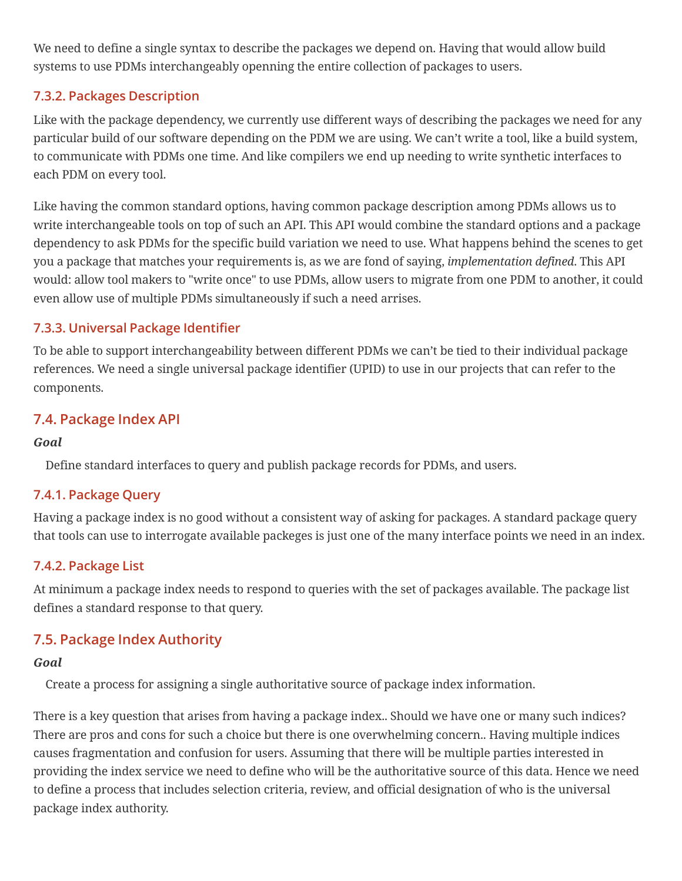We need to define a single syntax to describe the packages we depend on. Having that would allow build systems to use PDMs interchangeably openning the entire collection of packages to users.

### 7.3.2. Packages Description

Like with the package dependency, we currently use different ways of describing the packages we need for any particular build of our software depending on the PDM we are using. We can't write a tool, like a build system, to communicate with PDMs one time. And like compilers we end up needing to write synthetic interfaces to each PDM on every tool.

Like having the common standard options, having common package description among PDMs allows us to write interchangeable tools on top of such an API. This API would combine the standard options and a package dependency to ask PDMs for the specific build variation we need to use. What happens behind the scenes to get you a package that matches your requirements is, as we are fond of saying, *implementation defined*. This API would: allow tool makers to "write once" to use PDMs, allow users to migrate from one PDM to another, it could even allow use of multiple PDMs simultaneously if such a need arrises.

### 7.3.3. Universal Package Identifier

To be able to support interchangeability between different PDMs we can't be tied to their individual package references. We need a single universal package identifier (UPID) to use in our projects that can refer to the components.

## 7.4. Package Index API

***Goal***

Define standard interfaces to query and publish package records for PDMs, and users.

### 7.4.1. Package Query

Having a package index is no good without a consistent way of asking for packages. A standard package query that tools can use to interrogate available packeges is just one of the many interface points we need in an index.

### 7.4.2. Package List

At minimum a package index needs to respond to queries with the set of packages available. The package list defines a standard response to that query.

## 7.5. Package Index Authority

***Goal***

Create a process for assigning a single authoritative source of package index information.

There is a key question that arises from having a package index.. Should we have one or many such indices? There are pros and cons for such a choice but there is one overwhelming concern.. Having multiple indices causes fragmentation and confusion for users. Assuming that there will be multiple parties interested in providing the index service we need to define who will be the authoritative source of this data. Hence we need to define a process that includes selection criteria, review, and official designation of who is the universal package index authority.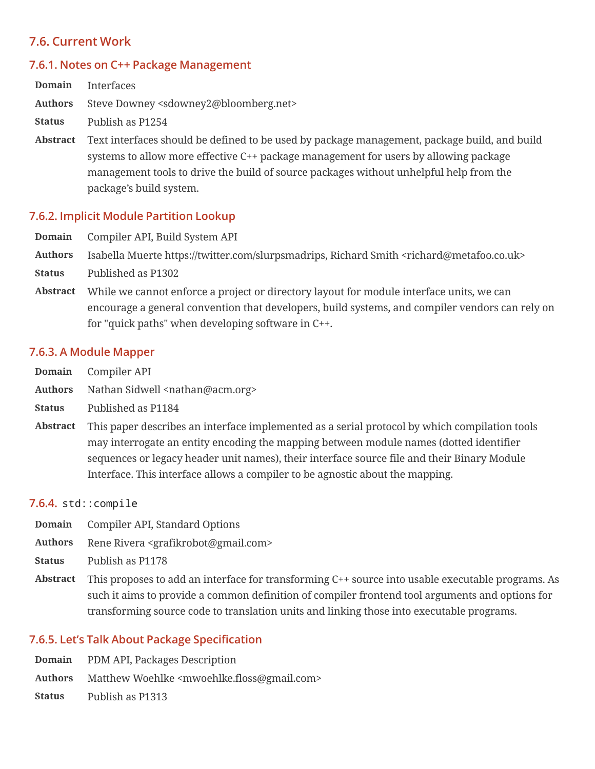## 7.6. Current Work

### 7.6.1. Notes on C++ Package Management

**Domain** Interfaces

**Authors** Steve Downey <sdowney2@bloomberg.net>

**Status** Publish as P1254

**Abstract** Text interfaces should be defined to be used by package management, package build, and build systems to allow more effective C++ package management for users by allowing package management tools to drive the build of source packages without unhelpful help from the package's build system.

### 7.6.2. Implicit Module Partition Lookup

**Domain** Compiler API, Build System API

**Authors** Isabella Muerte https://twitter.com/slurpsmadrips, Richard Smith <richard@metafoo.co.uk>

**Status** Published as P1302

**Abstract** While we cannot enforce a project or directory layout for module interface units, we can encourage a general convention that developers, build systems, and compiler vendors can rely on for "quick paths" when developing software in C++.

### 7.6.3. A Module Mapper

**Domain** Compiler API

**Authors** Nathan Sidwell <nathan@acm.org>

**Status** Published as P1184

**Abstract** This paper describes an interface implemented as a serial protocol by which compilation tools may interrogate an entity encoding the mapping between module names (dotted identifier sequences or legacy header unit names), their interface source file and their Binary Module Interface. This interface allows a compiler to be agnostic about the mapping.

### 7.6.4. `std::compile`

**Domain** Compiler API, Standard Options

**Authors** Rene Rivera <grafikrobot@gmail.com>

**Status** Publish as P1178

**Abstract** This proposes to add an interface for transforming C++ source into usable executable programs. As such it aims to provide a common definition of compiler frontend tool arguments and options for transforming source code to translation units and linking those into executable programs.

### 7.6.5. Let's Talk About Package Specification

**Domain** PDM API, Packages Description

**Authors** Matthew Woehlke <mwoehlke.floss@gmail.com>

**Status** Publish as P1313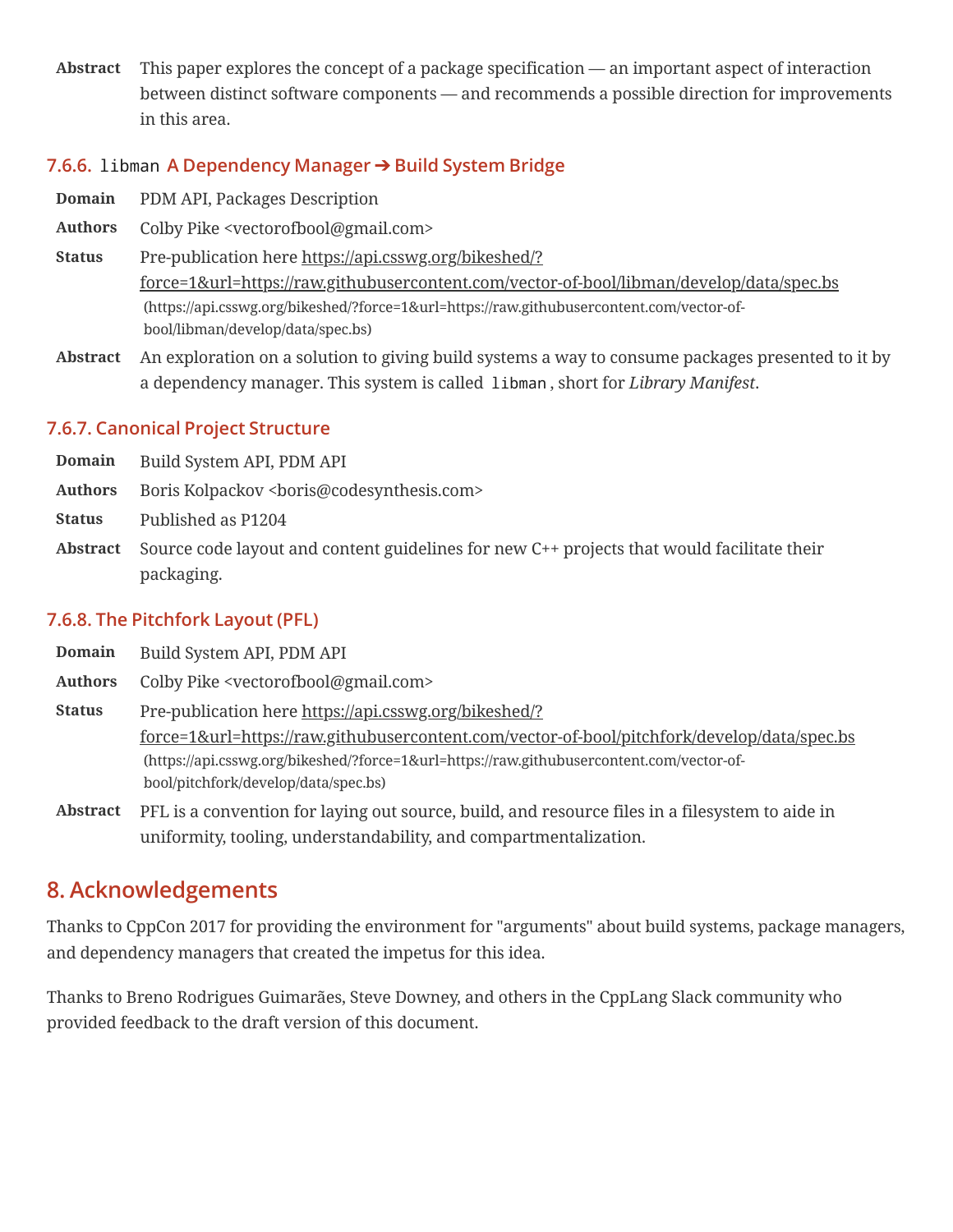**Abstract** This paper explores the concept of a package specification — an important aspect of interaction between distinct software components — and recommends a possible direction for improvements in this area.

### 7.6.6. `libman` A Dependency Manager ➔ Build System Bridge

**Domain** PDM API, Packages Description

**Authors** Colby Pike <vectorofbool@gmail.com>

**Status** Pre-publication here https://api.csswg.org/bikeshed/?force=1&url=https://raw.githubusercontent.com/vector-of-bool/libman/develop/data/spec.bs (https://api.csswg.org/bikeshed/?force=1&url=https://raw.githubusercontent.com/vector-of-bool/libman/develop/data/spec.bs)

**Abstract** An exploration on a solution to giving build systems a way to consume packages presented to it by a dependency manager. This system is called `libman`, short for *Library Manifest*.

### 7.6.7. Canonical Project Structure

**Domain** Build System API, PDM API

**Authors** Boris Kolpackov <boris@codesynthesis.com>

**Status** Published as P1204

**Abstract** Source code layout and content guidelines for new C++ projects that would facilitate their packaging.

### 7.6.8. The Pitchfork Layout (PFL)

**Domain** Build System API, PDM API

**Authors** Colby Pike <vectorofbool@gmail.com>

**Status** Pre-publication here https://api.csswg.org/bikeshed/?force=1&url=https://raw.githubusercontent.com/vector-of-bool/pitchfork/develop/data/spec.bs (https://api.csswg.org/bikeshed/?force=1&url=https://raw.githubusercontent.com/vector-of-bool/pitchfork/develop/data/spec.bs)

**Abstract** PFL is a convention for laying out source, build, and resource files in a filesystem to aide in uniformity, tooling, understandability, and compartmentalization.

## 8. Acknowledgements

Thanks to CppCon 2017 for providing the environment for "arguments" about build systems, package managers, and dependency managers that created the impetus for this idea.

Thanks to Breno Rodrigues Guimarães, Steve Downey, and others in the CppLang Slack community who provided feedback to the draft version of this document.